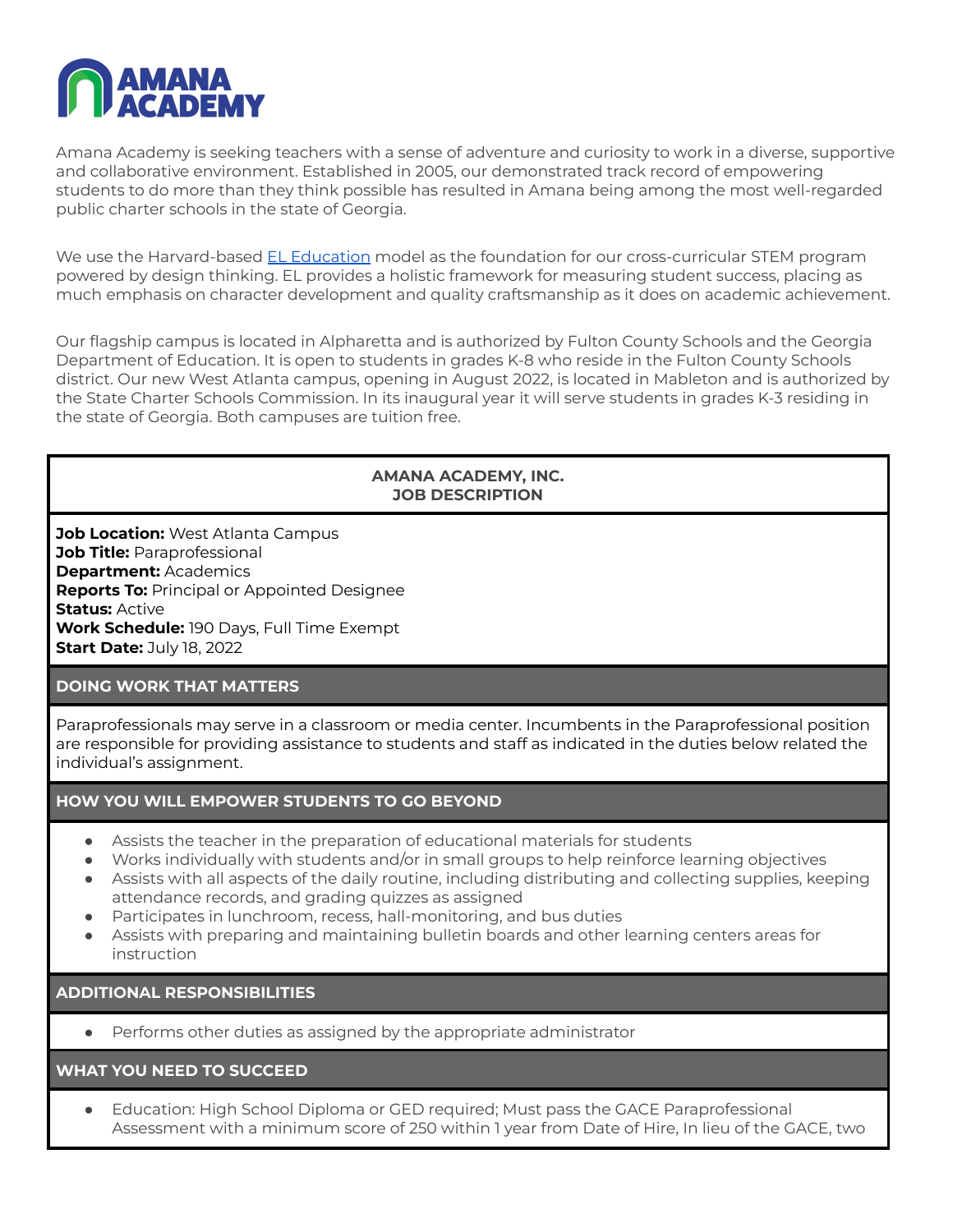# AMANA ACADEMY

Amana Academy is seeking teachers with a sense of adventure and curiosity to work in a diverse, supportive and collaborative environment. Established in 2005, our demonstrated track record of empowering students to do more than they think possible has resulted in Amana being among the most well-regarded public charter schools in the state of Georgia.

We use the Harvard-based [EL Education](EL Education) model as the foundation for our cross-curricular STEM program powered by design thinking. EL provides a holistic framework for measuring student success, placing as much emphasis on character development and quality craftsmanship as it does on academic achievement.

Our flagship campus is located in Alpharetta and is authorized by Fulton County Schools and the Georgia Department of Education. It is open to students in grades K-8 who reside in the Fulton County Schools district. Our new West Atlanta campus, opening in August 2022, is located in Mableton and is authorized by the State Charter Schools Commission. In its inaugural year it will serve students in grades K-3 residing in the state of Georgia. Both campuses are tuition free.

## AMANA ACADEMY, INC.
## JOB DESCRIPTION

**Job Location:** West Atlanta Campus
**Job Title:** Paraprofessional
**Department:** Academics
**Reports To:** Principal or Appointed Designee
**Status:** Active
**Work Schedule:** 190 Days, Full Time Exempt
**Start Date:** July 18, 2022

### DOING WORK THAT MATTERS

Paraprofessionals may serve in a classroom or media center. Incumbents in the Paraprofessional position are responsible for providing assistance to students and staff as indicated in the duties below related the individual's assignment.

### HOW YOU WILL EMPOWER STUDENTS TO GO BEYOND

- Assists the teacher in the preparation of educational materials for students
- Works individually with students and/or in small groups to help reinforce learning objectives
- Assists with all aspects of the daily routine, including distributing and collecting supplies, keeping attendance records, and grading quizzes as assigned
- Participates in lunchroom, recess, hall-monitoring, and bus duties
- Assists with preparing and maintaining bulletin boards and other learning centers areas for instruction

### ADDITIONAL RESPONSIBILITIES

- Performs other duties as assigned by the appropriate administrator

### WHAT YOU NEED TO SUCCEED

- Education: High School Diploma or GED required; Must pass the GACE Paraprofessional Assessment with a minimum score of 250 within 1 year from Date of Hire, In lieu of the GACE, two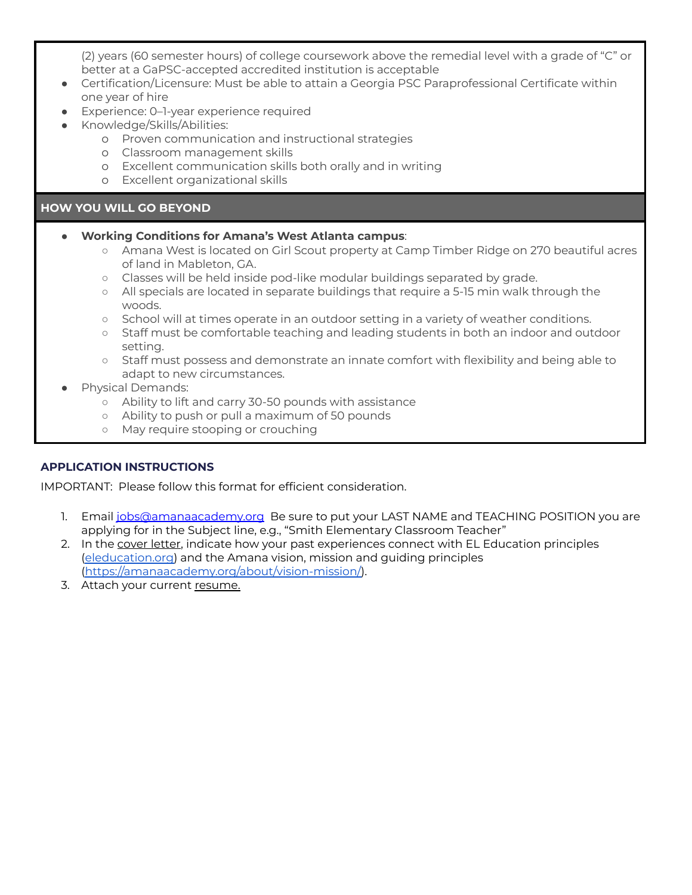(2) years (60 semester hours) of college coursework above the remedial level with a grade of "C" or better at a GaPSC-accepted accredited institution is acceptable

- Certification/Licensure: Must be able to attain a Georgia PSC Paraprofessional Certificate within one year of hire
- Experience: 0–1-year experience required
- Knowledge/Skills/Abilities:
  - Proven communication and instructional strategies
  - Classroom management skills
  - Excellent communication skills both orally and in writing
  - Excellent organizational skills

## HOW YOU WILL GO BEYOND

- **Working Conditions for Amana's West Atlanta campus**:
  - Amana West is located on Girl Scout property at Camp Timber Ridge on 270 beautiful acres of land in Mableton, GA.
  - Classes will be held inside pod-like modular buildings separated by grade.
  - All specials are located in separate buildings that require a 5-15 min walk through the woods.
  - School will at times operate in an outdoor setting in a variety of weather conditions.
  - Staff must be comfortable teaching and leading students in both an indoor and outdoor setting.
  - Staff must possess and demonstrate an innate comfort with flexibility and being able to adapt to new circumstances.
- Physical Demands:
  - Ability to lift and carry 30-50 pounds with assistance
  - Ability to push or pull a maximum of 50 pounds
  - May require stooping or crouching

## APPLICATION INSTRUCTIONS

IMPORTANT: Please follow this format for efficient consideration.

1. Email jobs@amanaacademy.org Be sure to put your LAST NAME and TEACHING POSITION you are applying for in the Subject line, e.g., "Smith Elementary Classroom Teacher"
2. In the cover letter, indicate how your past experiences connect with EL Education principles (eleducation.org) and the Amana vision, mission and guiding principles (https://amanaacademy.org/about/vision-mission/).
3. Attach your current resume.